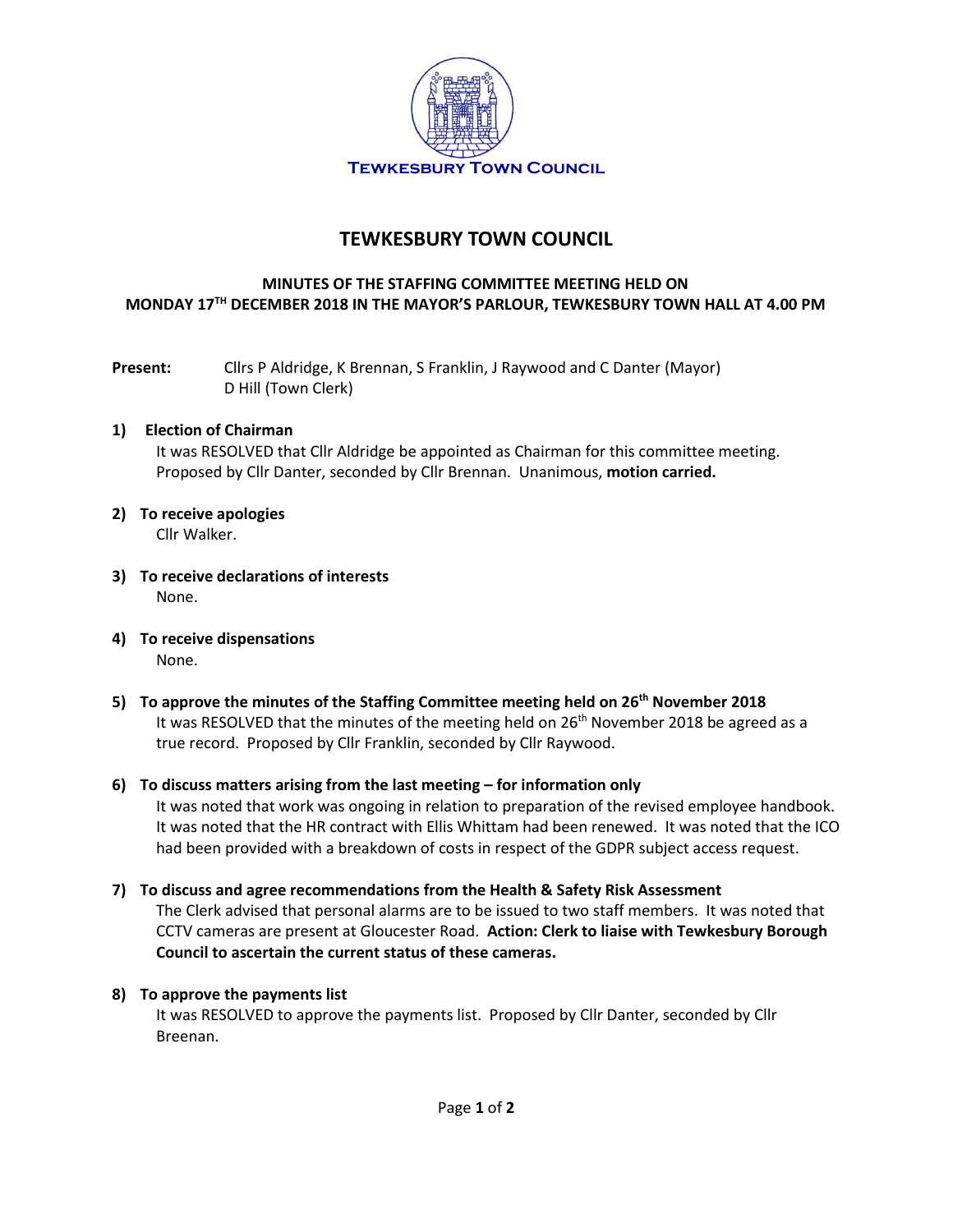TEWKESBURY TOWN COUNCIL

# TEWKESBURY TOWN COUNCIL

## MINUTES OF THE STAFFING COMMITTEE MEETING HELD ON MONDAY 17TH DECEMBER 2018 IN THE MAYOR'S PARLOUR, TEWKESBURY TOWN HALL AT 4.00 PM

**Present:** Cllrs P Aldridge, K Brennan, S Franklin, J Raywood and C Danter (Mayor)
D Hill (Town Clerk)

**1) Election of Chairman**

It was RESOLVED that Cllr Aldridge be appointed as Chairman for this committee meeting. Proposed by Cllr Danter, seconded by Cllr Brennan. Unanimous, **motion carried.**

**2) To receive apologies**

Cllr Walker.

**3) To receive declarations of interests**

None.

**4) To receive dispensations**

None.

**5) To approve the minutes of the Staffing Committee meeting held on 26th November 2018**

It was RESOLVED that the minutes of the meeting held on 26th November 2018 be agreed as a true record. Proposed by Cllr Franklin, seconded by Cllr Raywood.

**6) To discuss matters arising from the last meeting – for information only**

It was noted that work was ongoing in relation to preparation of the revised employee handbook. It was noted that the HR contract with Ellis Whittam had been renewed. It was noted that the ICO had been provided with a breakdown of costs in respect of the GDPR subject access request.

**7) To discuss and agree recommendations from the Health & Safety Risk Assessment**

The Clerk advised that personal alarms are to be issued to two staff members. It was noted that CCTV cameras are present at Gloucester Road. **Action: Clerk to liaise with Tewkesbury Borough Council to ascertain the current status of these cameras.**

**8) To approve the payments list**

It was RESOLVED to approve the payments list. Proposed by Cllr Danter, seconded by Cllr Breenan.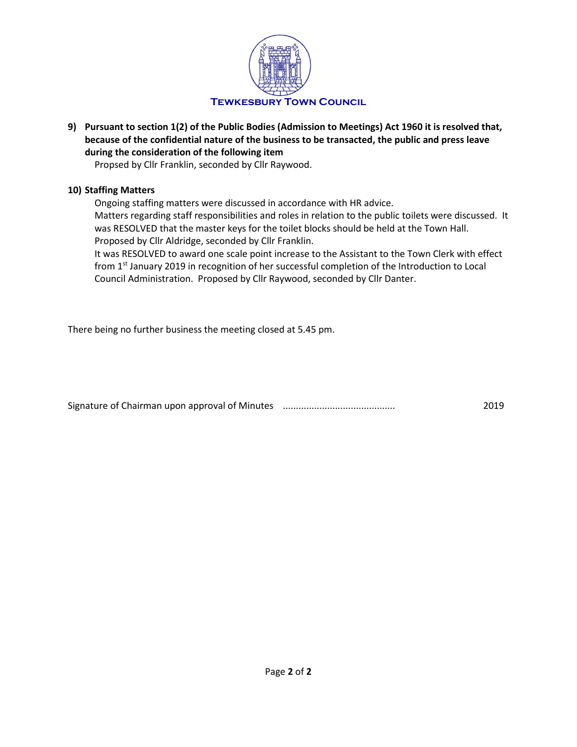**Tewkesbury Town Council**

**9) Pursuant to section 1(2) of the Public Bodies (Admission to Meetings) Act 1960 it is resolved that, because of the confidential nature of the business to be transacted, the public and press leave during the consideration of the following item**

Propsed by Cllr Franklin, seconded by Cllr Raywood.

**10) Staffing Matters**

Ongoing staffing matters were discussed in accordance with HR advice.

Matters regarding staff responsibilities and roles in relation to the public toilets were discussed. It was RESOLVED that the master keys for the toilet blocks should be held at the Town Hall. Proposed by Cllr Aldridge, seconded by Cllr Franklin.

It was RESOLVED to award one scale point increase to the Assistant to the Town Clerk with effect from 1st January 2019 in recognition of her successful completion of the Introduction to Local Council Administration. Proposed by Cllr Raywood, seconded by Cllr Danter.

There being no further business the meeting closed at 5.45 pm.

Signature of Chairman upon approval of Minutes .......................................... 2019